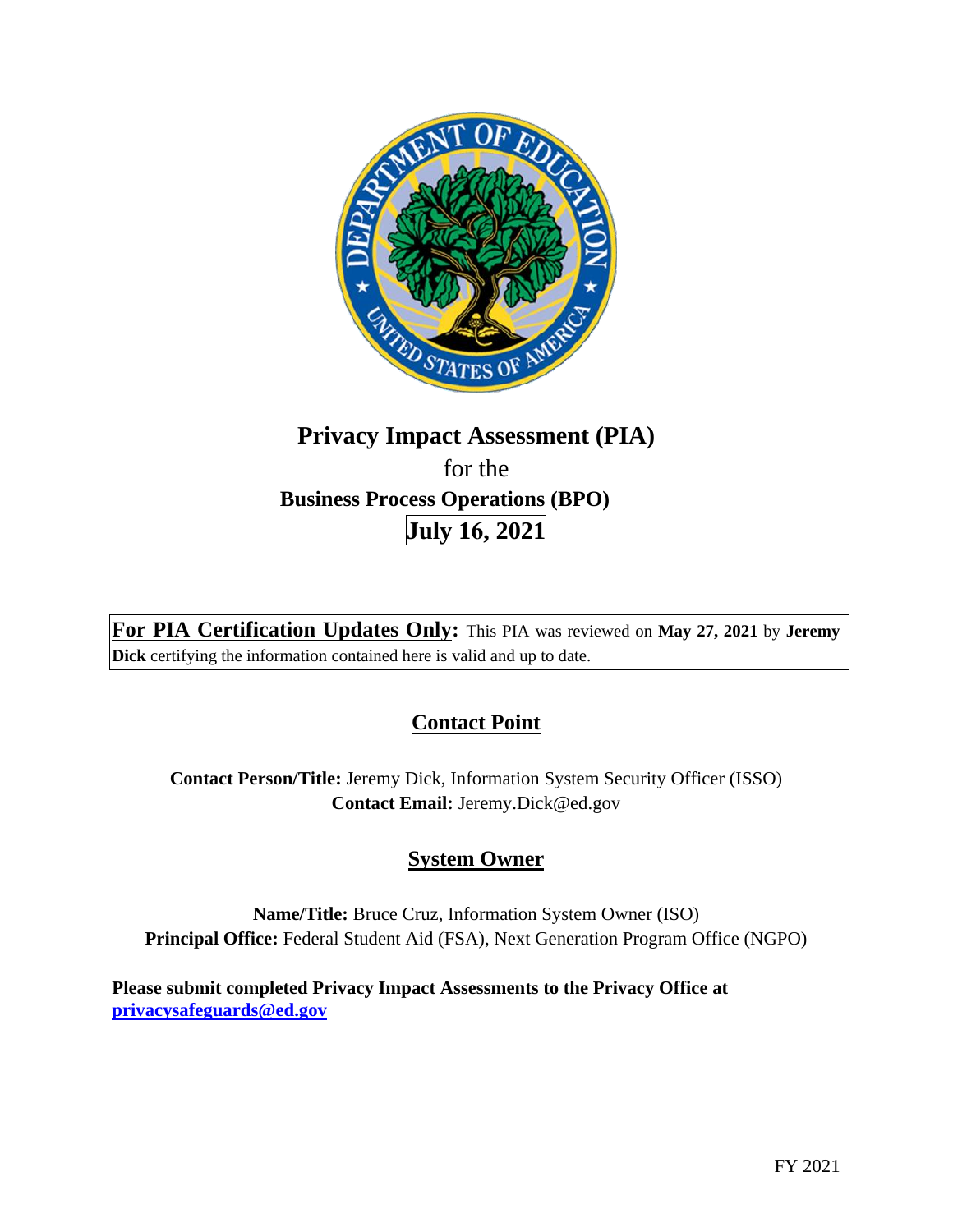# Privacy Impact Assessment (PIA)

for the

**Business Process Operations (BPO)**

**July 16, 2021**

**For PIA Certification Updates Only:** This PIA was reviewed on **May 27, 2021** by **Jeremy Dick** certifying the information contained here is valid and up to date.

## Contact Point

**Contact Person/Title:** Jeremy Dick, Information System Security Officer (ISSO)
**Contact Email:** Jeremy.Dick@ed.gov

## System Owner

**Name/Title:** Bruce Cruz, Information System Owner (ISO)
**Principal Office:** Federal Student Aid (FSA), Next Generation Program Office (NGPO)

**Please submit completed Privacy Impact Assessments to the Privacy Office at privacysafeguards@ed.gov**

FY 2021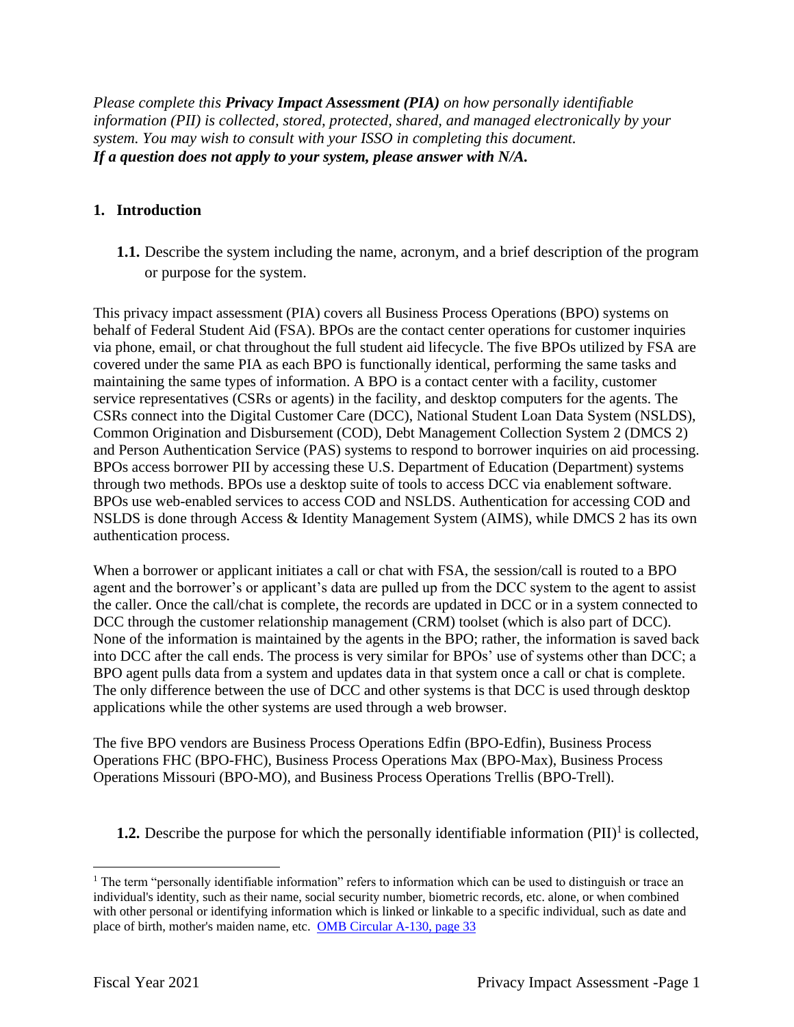*Please complete this **Privacy Impact Assessment (PIA)** on how personally identifiable information (PII) is collected, stored, protected, shared, and managed electronically by your system. You may wish to consult with your ISSO in completing this document.*
***If a question does not apply to your system, please answer with N/A.***

## 1. Introduction

**1.1.** Describe the system including the name, acronym, and a brief description of the program or purpose for the system.

This privacy impact assessment (PIA) covers all Business Process Operations (BPO) systems on behalf of Federal Student Aid (FSA). BPOs are the contact center operations for customer inquiries via phone, email, or chat throughout the full student aid lifecycle. The five BPOs utilized by FSA are covered under the same PIA as each BPO is functionally identical, performing the same tasks and maintaining the same types of information. A BPO is a contact center with a facility, customer service representatives (CSRs or agents) in the facility, and desktop computers for the agents. The CSRs connect into the Digital Customer Care (DCC), National Student Loan Data System (NSLDS), Common Origination and Disbursement (COD), Debt Management Collection System 2 (DMCS 2) and Person Authentication Service (PAS) systems to respond to borrower inquiries on aid processing. BPOs access borrower PII by accessing these U.S. Department of Education (Department) systems through two methods. BPOs use a desktop suite of tools to access DCC via enablement software. BPOs use web-enabled services to access COD and NSLDS. Authentication for accessing COD and NSLDS is done through Access & Identity Management System (AIMS), while DMCS 2 has its own authentication process.

When a borrower or applicant initiates a call or chat with FSA, the session/call is routed to a BPO agent and the borrower's or applicant's data are pulled up from the DCC system to the agent to assist the caller. Once the call/chat is complete, the records are updated in DCC or in a system connected to DCC through the customer relationship management (CRM) toolset (which is also part of DCC). None of the information is maintained by the agents in the BPO; rather, the information is saved back into DCC after the call ends. The process is very similar for BPOs' use of systems other than DCC; a BPO agent pulls data from a system and updates data in that system once a call or chat is complete. The only difference between the use of DCC and other systems is that DCC is used through desktop applications while the other systems are used through a web browser.

The five BPO vendors are Business Process Operations Edfin (BPO-Edfin), Business Process Operations FHC (BPO-FHC), Business Process Operations Max (BPO-Max), Business Process Operations Missouri (BPO-MO), and Business Process Operations Trellis (BPO-Trell).

**1.2.** Describe the purpose for which the personally identifiable information (PII)[1] is collected,

[1] The term "personally identifiable information" refers to information which can be used to distinguish or trace an individual's identity, such as their name, social security number, biometric records, etc. alone, or when combined with other personal or identifying information which is linked or linkable to a specific individual, such as date and place of birth, mother's maiden name, etc. OMB Circular A-130, page 33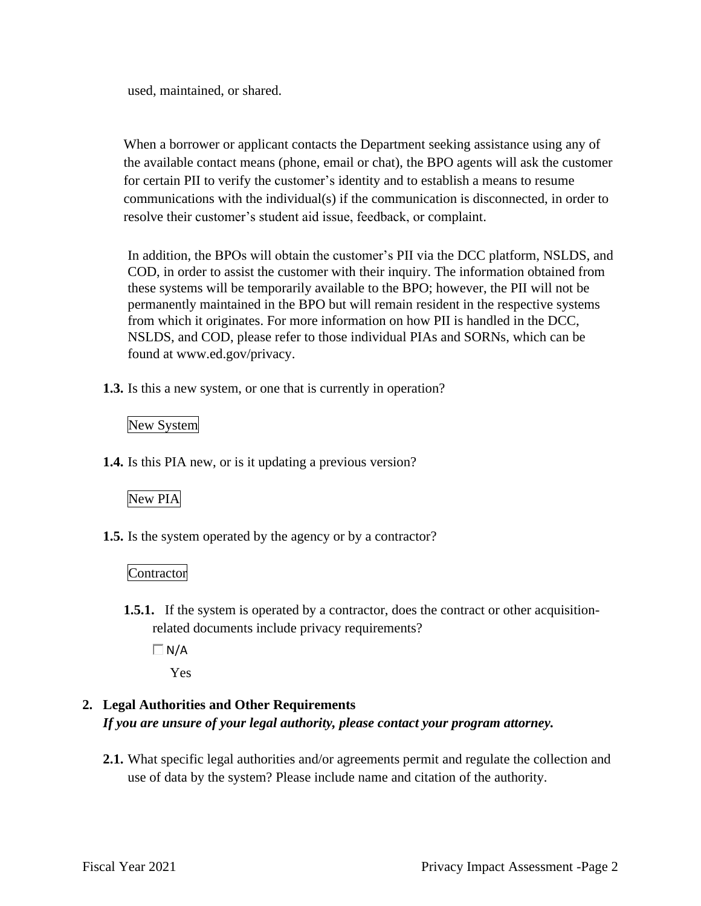used, maintained, or shared.

When a borrower or applicant contacts the Department seeking assistance using any of the available contact means (phone, email or chat), the BPO agents will ask the customer for certain PII to verify the customer's identity and to establish a means to resume communications with the individual(s) if the communication is disconnected, in order to resolve their customer's student aid issue, feedback, or complaint.

In addition, the BPOs will obtain the customer's PII via the DCC platform, NSLDS, and COD, in order to assist the customer with their inquiry. The information obtained from these systems will be temporarily available to the BPO; however, the PII will not be permanently maintained in the BPO but will remain resident in the respective systems from which it originates. For more information on how PII is handled in the DCC, NSLDS, and COD, please refer to those individual PIAs and SORNs, which can be found at www.ed.gov/privacy.

**1.3.** Is this a new system, or one that is currently in operation?

New System

**1.4.** Is this PIA new, or is it updating a previous version?

New PIA

**1.5.** Is the system operated by the agency or by a contractor?

Contractor

**1.5.1.** If the system is operated by a contractor, does the contract or other acquisition-related documents include privacy requirements?

☐ N/A

Yes

## 2. Legal Authorities and Other Requirements

***If you are unsure of your legal authority, please contact your program attorney.***

**2.1.** What specific legal authorities and/or agreements permit and regulate the collection and use of data by the system? Please include name and citation of the authority.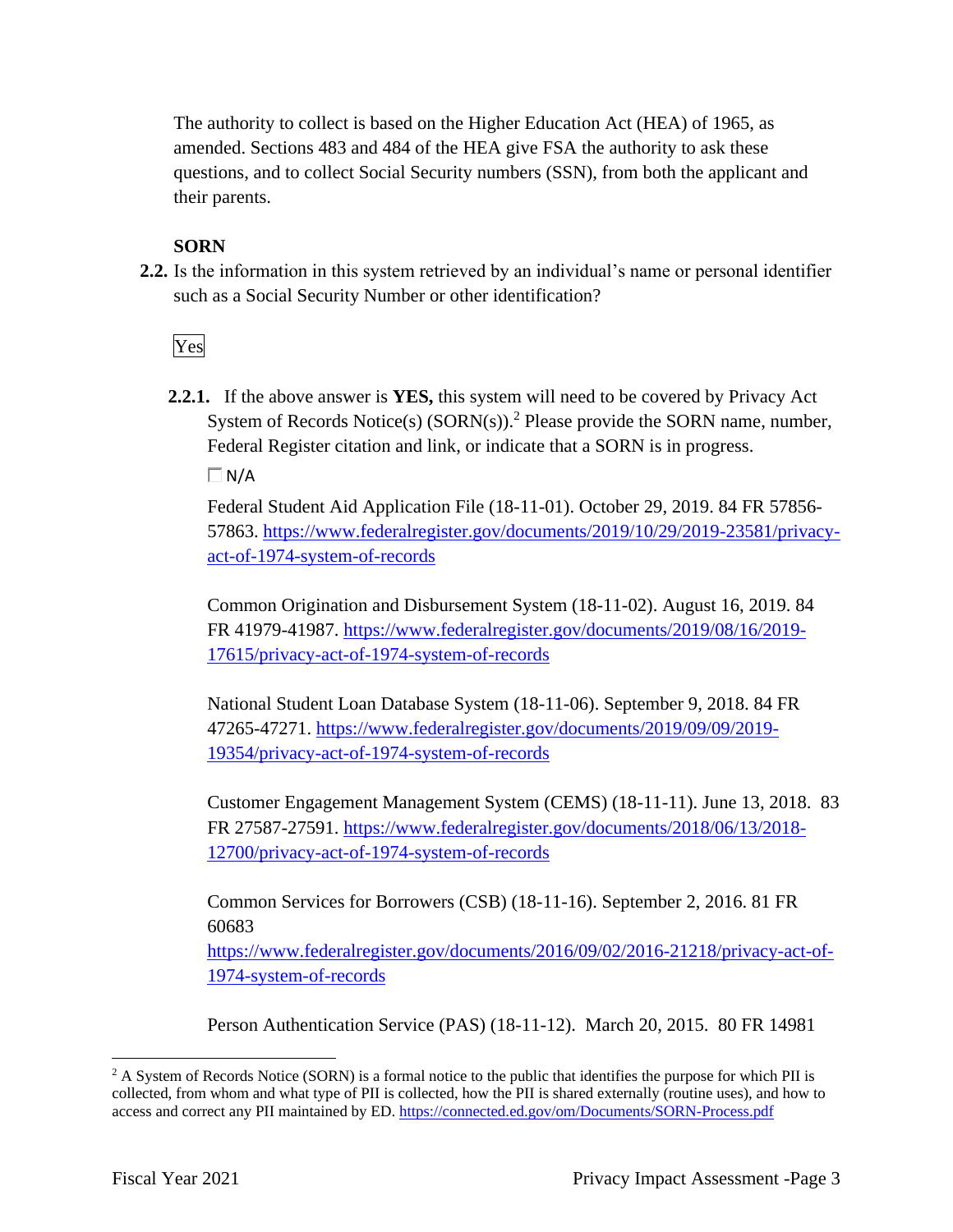The authority to collect is based on the Higher Education Act (HEA) of 1965, as amended. Sections 483 and 484 of the HEA give FSA the authority to ask these questions, and to collect Social Security numbers (SSN), from both the applicant and their parents.

**SORN**

**2.2.** Is the information in this system retrieved by an individual's name or personal identifier such as a Social Security Number or other identification?

Yes

**2.2.1.** If the above answer is **YES,** this system will need to be covered by Privacy Act System of Records Notice(s) (SORN(s)).[2] Please provide the SORN name, number, Federal Register citation and link, or indicate that a SORN is in progress.

☐ N/A

Federal Student Aid Application File (18-11-01). October 29, 2019. 84 FR 57856-57863. https://www.federalregister.gov/documents/2019/10/29/2019-23581/privacy-act-of-1974-system-of-records

Common Origination and Disbursement System (18-11-02). August 16, 2019. 84 FR 41979-41987. https://www.federalregister.gov/documents/2019/08/16/2019-17615/privacy-act-of-1974-system-of-records

National Student Loan Database System (18-11-06). September 9, 2018. 84 FR 47265-47271. https://www.federalregister.gov/documents/2019/09/09/2019-19354/privacy-act-of-1974-system-of-records

Customer Engagement Management System (CEMS) (18-11-11). June 13, 2018. 83 FR 27587-27591. https://www.federalregister.gov/documents/2018/06/13/2018-12700/privacy-act-of-1974-system-of-records

Common Services for Borrowers (CSB) (18-11-16). September 2, 2016. 81 FR 60683 https://www.federalregister.gov/documents/2016/09/02/2016-21218/privacy-act-of-1974-system-of-records

Person Authentication Service (PAS) (18-11-12). March 20, 2015. 80 FR 14981

[2] A System of Records Notice (SORN) is a formal notice to the public that identifies the purpose for which PII is collected, from whom and what type of PII is collected, how the PII is shared externally (routine uses), and how to access and correct any PII maintained by ED. https://connected.ed.gov/om/Documents/SORN-Process.pdf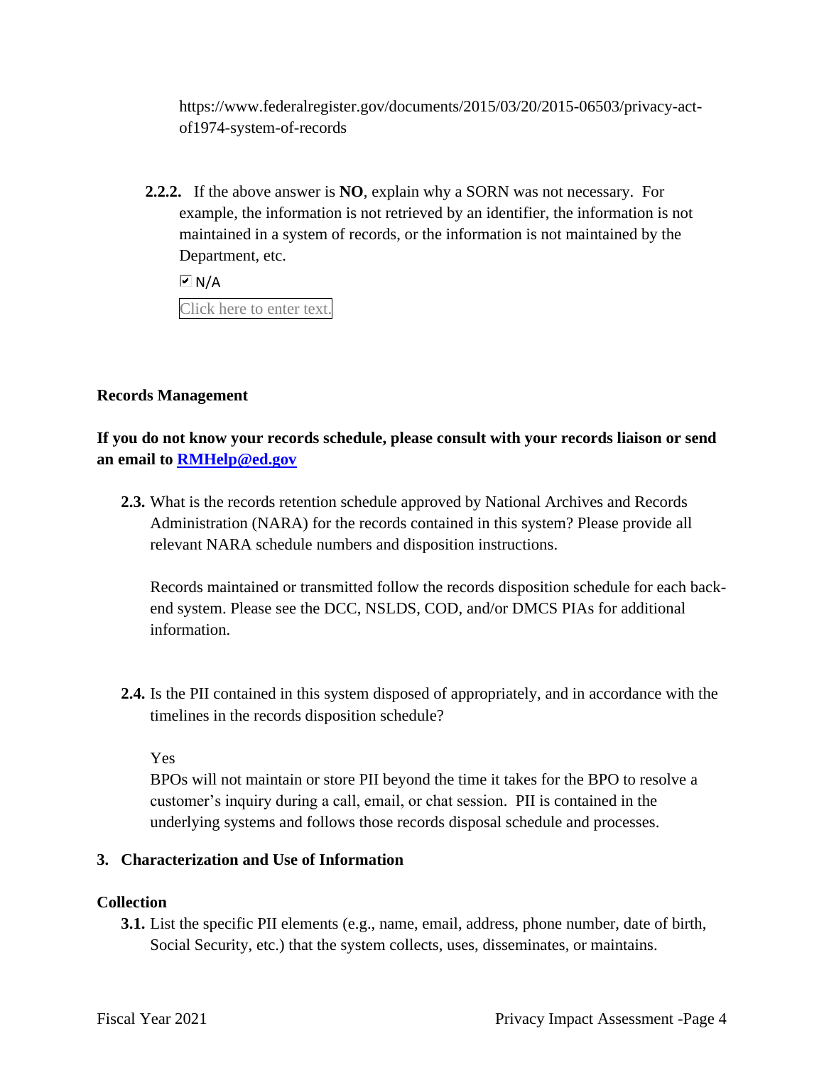https://www.federalregister.gov/documents/2015/03/20/2015-06503/privacy-act-of1974-system-of-records

**2.2.2.** If the above answer is **NO**, explain why a SORN was not necessary. For example, the information is not retrieved by an identifier, the information is not maintained in a system of records, or the information is not maintained by the Department, etc.

☑ N/A

Click here to enter text.

**Records Management**

**If you do not know your records schedule, please consult with your records liaison or send an email to [RMHelp@ed.gov](mailto:RMHelp@ed.gov)**

**2.3.** What is the records retention schedule approved by National Archives and Records Administration (NARA) for the records contained in this system? Please provide all relevant NARA schedule numbers and disposition instructions.

Records maintained or transmitted follow the records disposition schedule for each back-end system. Please see the DCC, NSLDS, COD, and/or DMCS PIAs for additional information.

**2.4.** Is the PII contained in this system disposed of appropriately, and in accordance with the timelines in the records disposition schedule?

Yes

BPOs will not maintain or store PII beyond the time it takes for the BPO to resolve a customer's inquiry during a call, email, or chat session. PII is contained in the underlying systems and follows those records disposal schedule and processes.

## 3. Characterization and Use of Information

**Collection**

**3.1.** List the specific PII elements (e.g., name, email, address, phone number, date of birth, Social Security, etc.) that the system collects, uses, disseminates, or maintains.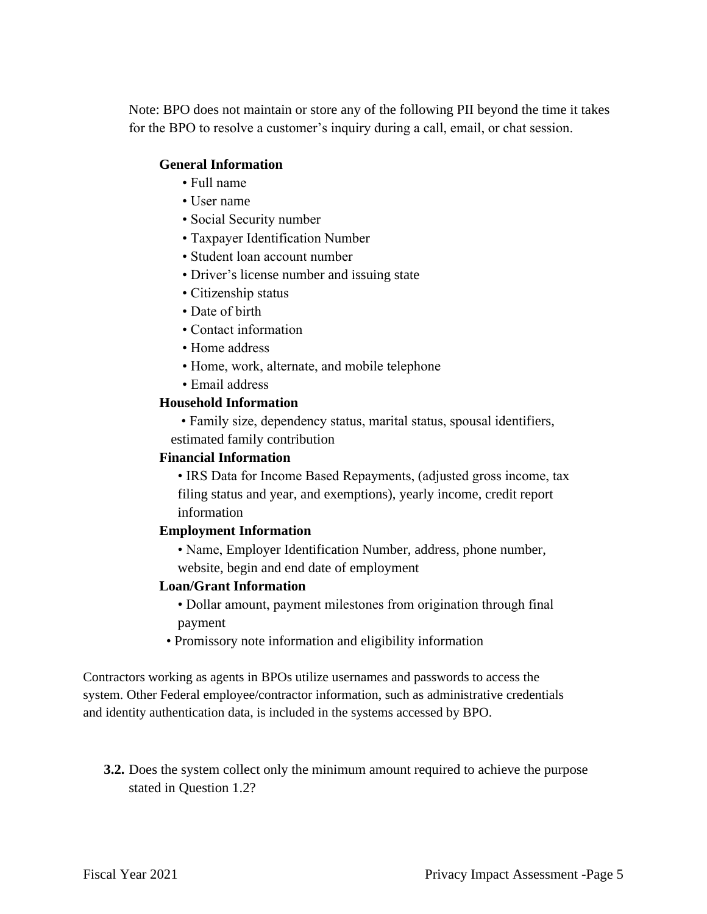Note: BPO does not maintain or store any of the following PII beyond the time it takes for the BPO to resolve a customer's inquiry during a call, email, or chat session.

**General Information**

- Full name
- User name
- Social Security number
- Taxpayer Identification Number
- Student loan account number
- Driver's license number and issuing state
- Citizenship status
- Date of birth
- Contact information
- Home address
- Home, work, alternate, and mobile telephone
- Email address

**Household Information**

- Family size, dependency status, marital status, spousal identifiers, estimated family contribution

**Financial Information**

- IRS Data for Income Based Repayments, (adjusted gross income, tax filing status and year, and exemptions), yearly income, credit report information

**Employment Information**

- Name, Employer Identification Number, address, phone number, website, begin and end date of employment

**Loan/Grant Information**

- Dollar amount, payment milestones from origination through final payment
- Promissory note information and eligibility information

Contractors working as agents in BPOs utilize usernames and passwords to access the system. Other Federal employee/contractor information, such as administrative credentials and identity authentication data, is included in the systems accessed by BPO.

**3.2.** Does the system collect only the minimum amount required to achieve the purpose stated in Question 1.2?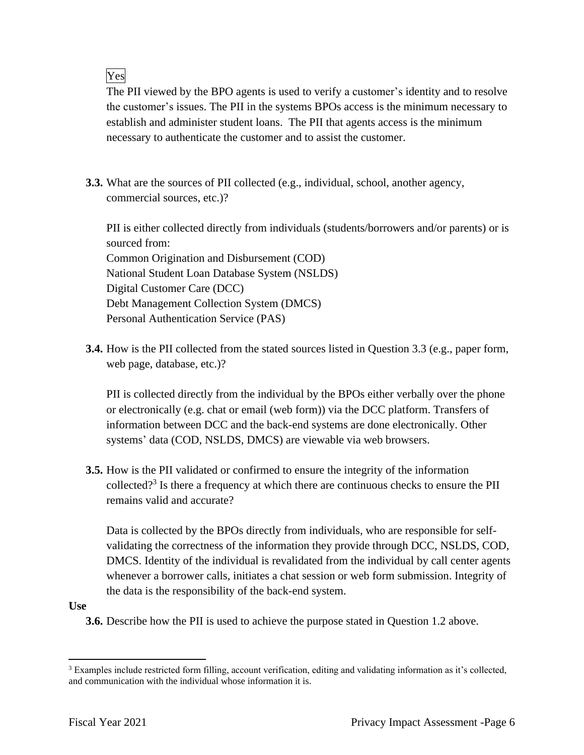Yes

The PII viewed by the BPO agents is used to verify a customer's identity and to resolve the customer's issues. The PII in the systems BPOs access is the minimum necessary to establish and administer student loans. The PII that agents access is the minimum necessary to authenticate the customer and to assist the customer.

**3.3.** What are the sources of PII collected (e.g., individual, school, another agency, commercial sources, etc.)?

PII is either collected directly from individuals (students/borrowers and/or parents) or is sourced from:
Common Origination and Disbursement (COD)
National Student Loan Database System (NSLDS)
Digital Customer Care (DCC)
Debt Management Collection System (DMCS)
Personal Authentication Service (PAS)

**3.4.** How is the PII collected from the stated sources listed in Question 3.3 (e.g., paper form, web page, database, etc.)?

PII is collected directly from the individual by the BPOs either verbally over the phone or electronically (e.g. chat or email (web form)) via the DCC platform. Transfers of information between DCC and the back-end systems are done electronically. Other systems' data (COD, NSLDS, DMCS) are viewable via web browsers.

**3.5.** How is the PII validated or confirmed to ensure the integrity of the information collected?[3] Is there a frequency at which there are continuous checks to ensure the PII remains valid and accurate?

Data is collected by the BPOs directly from individuals, who are responsible for self-validating the correctness of the information they provide through DCC, NSLDS, COD, DMCS. Identity of the individual is revalidated from the individual by call center agents whenever a borrower calls, initiates a chat session or web form submission. Integrity of the data is the responsibility of the back-end system.

**Use**

**3.6.** Describe how the PII is used to achieve the purpose stated in Question 1.2 above.

---

[3] Examples include restricted form filling, account verification, editing and validating information as it's collected, and communication with the individual whose information it is.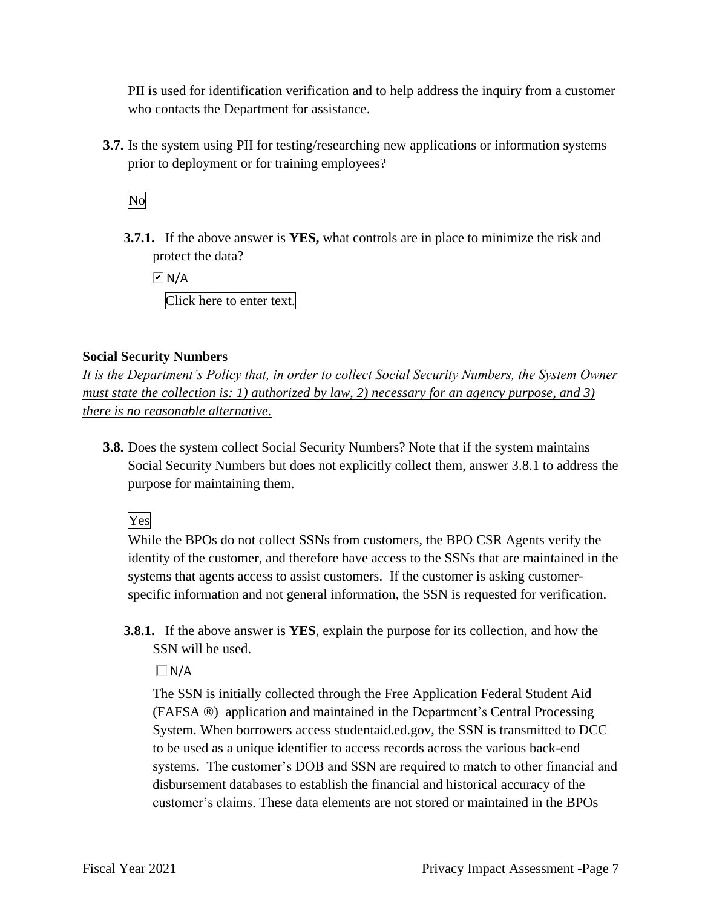PII is used for identification verification and to help address the inquiry from a customer who contacts the Department for assistance.

**3.7.** Is the system using PII for testing/researching new applications or information systems prior to deployment or for training employees?

No

**3.7.1.** If the above answer is **YES,** what controls are in place to minimize the risk and protect the data?

☑ N/A

Click here to enter text.

**Social Security Numbers**

*It is the Department's Policy that, in order to collect Social Security Numbers, the System Owner must state the collection is: 1) authorized by law, 2) necessary for an agency purpose, and 3) there is no reasonable alternative.*

**3.8.** Does the system collect Social Security Numbers? Note that if the system maintains Social Security Numbers but does not explicitly collect them, answer 3.8.1 to address the purpose for maintaining them.

Yes

While the BPOs do not collect SSNs from customers, the BPO CSR Agents verify the identity of the customer, and therefore have access to the SSNs that are maintained in the systems that agents access to assist customers. If the customer is asking customer-specific information and not general information, the SSN is requested for verification.

**3.8.1.** If the above answer is **YES**, explain the purpose for its collection, and how the SSN will be used.

☐ N/A

The SSN is initially collected through the Free Application Federal Student Aid (FAFSA ®) application and maintained in the Department's Central Processing System. When borrowers access studentaid.ed.gov, the SSN is transmitted to DCC to be used as a unique identifier to access records across the various back-end systems. The customer's DOB and SSN are required to match to other financial and disbursement databases to establish the financial and historical accuracy of the customer's claims. These data elements are not stored or maintained in the BPOs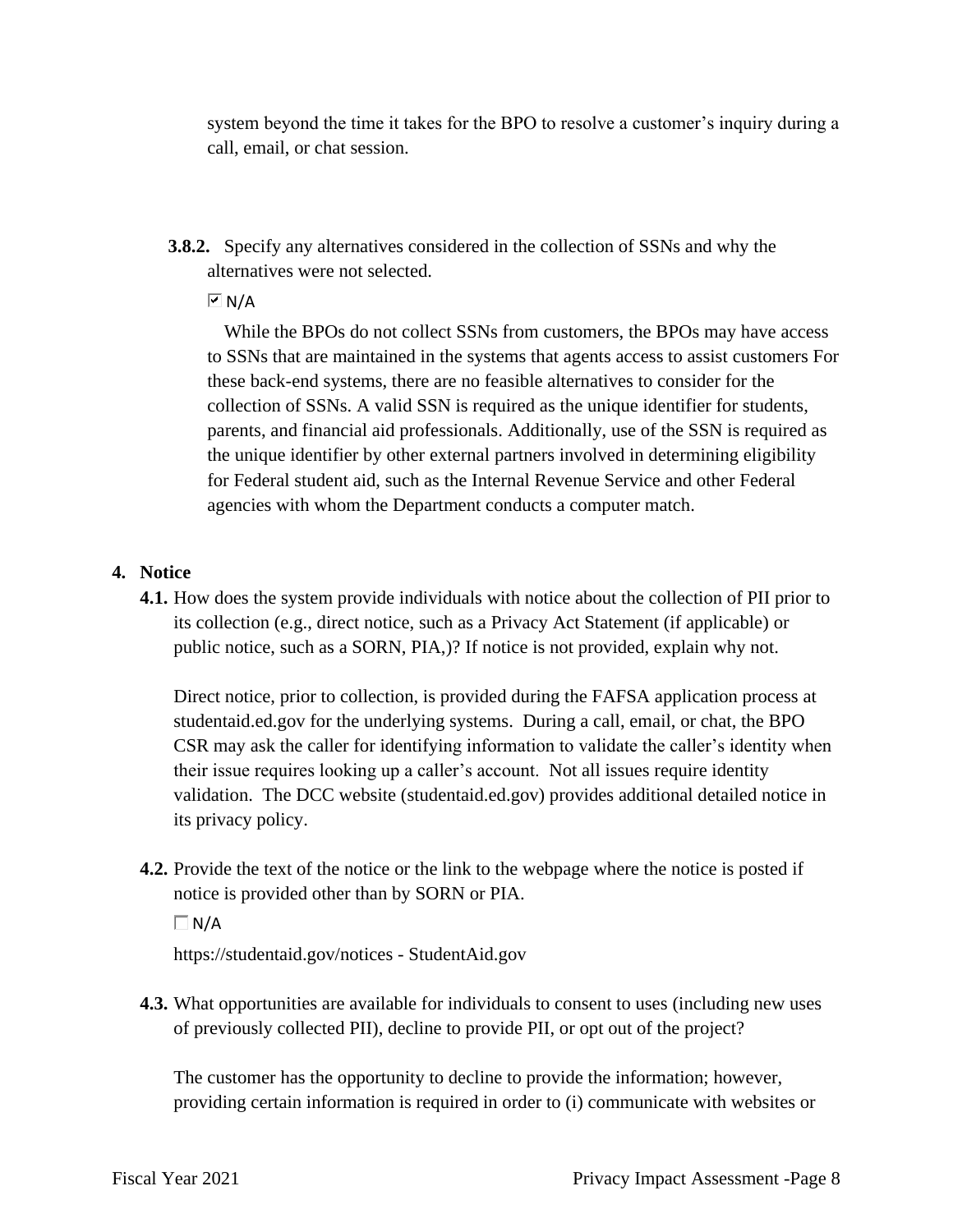system beyond the time it takes for the BPO to resolve a customer's inquiry during a call, email, or chat session.

**3.8.2.** Specify any alternatives considered in the collection of SSNs and why the alternatives were not selected.

☑ N/A

While the BPOs do not collect SSNs from customers, the BPOs may have access to SSNs that are maintained in the systems that agents access to assist customers For these back-end systems, there are no feasible alternatives to consider for the collection of SSNs. A valid SSN is required as the unique identifier for students, parents, and financial aid professionals. Additionally, use of the SSN is required as the unique identifier by other external partners involved in determining eligibility for Federal student aid, such as the Internal Revenue Service and other Federal agencies with whom the Department conducts a computer match.

## 4. Notice

**4.1.** How does the system provide individuals with notice about the collection of PII prior to its collection (e.g., direct notice, such as a Privacy Act Statement (if applicable) or public notice, such as a SORN, PIA,)? If notice is not provided, explain why not.

Direct notice, prior to collection, is provided during the FAFSA application process at studentaid.ed.gov for the underlying systems. During a call, email, or chat, the BPO CSR may ask the caller for identifying information to validate the caller's identity when their issue requires looking up a caller's account. Not all issues require identity validation. The DCC website (studentaid.ed.gov) provides additional detailed notice in its privacy policy.

**4.2.** Provide the text of the notice or the link to the webpage where the notice is posted if notice is provided other than by SORN or PIA.

☐ N/A

https://studentaid.gov/notices - StudentAid.gov

**4.3.** What opportunities are available for individuals to consent to uses (including new uses of previously collected PII), decline to provide PII, or opt out of the project?

The customer has the opportunity to decline to provide the information; however, providing certain information is required in order to (i) communicate with websites or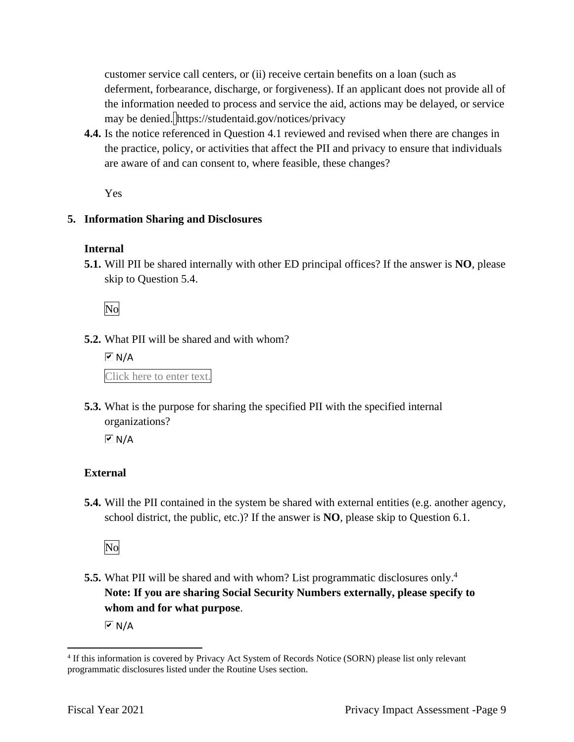customer service call centers, or (ii) receive certain benefits on a loan (such as deferment, forbearance, discharge, or forgiveness). If an applicant does not provide all of the information needed to process and service the aid, actions may be delayed, or service may be denied. https://studentaid.gov/notices/privacy

**4.4.** Is the notice referenced in Question 4.1 reviewed and revised when there are changes in the practice, policy, or activities that affect the PII and privacy to ensure that individuals are aware of and can consent to, where feasible, these changes?

Yes

**5. Information Sharing and Disclosures**

**Internal**

**5.1.** Will PII be shared internally with other ED principal offices? If the answer is **NO**, please skip to Question 5.4.

No

**5.2.** What PII will be shared and with whom?

☑ N/A

Click here to enter text.

**5.3.** What is the purpose for sharing the specified PII with the specified internal organizations?

☑ N/A

**External**

**5.4.** Will the PII contained in the system be shared with external entities (e.g. another agency, school district, the public, etc.)? If the answer is **NO**, please skip to Question 6.1.

No

**5.5.** What PII will be shared and with whom? List programmatic disclosures only.[4] **Note: If you are sharing Social Security Numbers externally, please specify to whom and for what purpose**.

☑ N/A

[4] If this information is covered by Privacy Act System of Records Notice (SORN) please list only relevant programmatic disclosures listed under the Routine Uses section.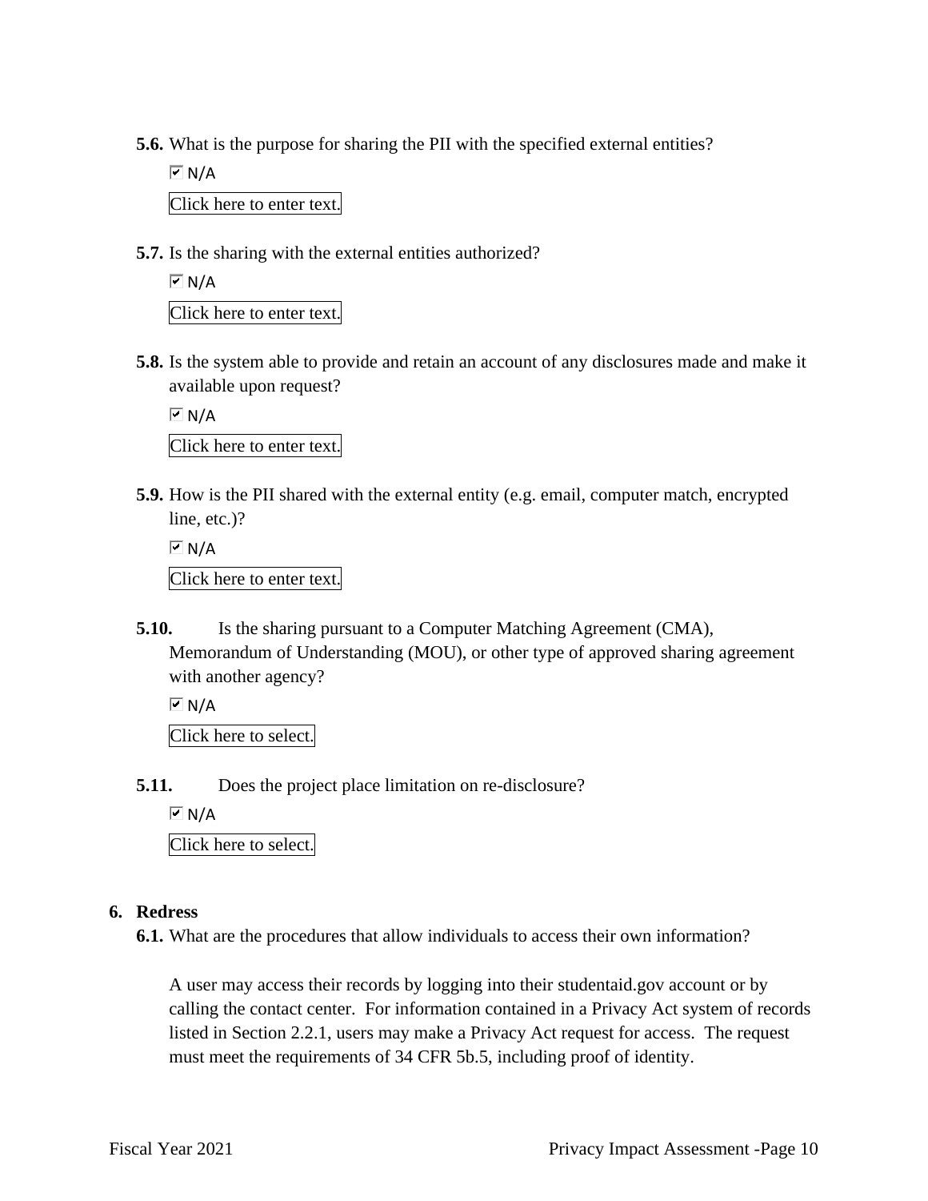**5.6.** What is the purpose for sharing the PII with the specified external entities?

☑ N/A

Click here to enter text.

**5.7.** Is the sharing with the external entities authorized?

☑ N/A

Click here to enter text.

**5.8.** Is the system able to provide and retain an account of any disclosures made and make it available upon request?

☑ N/A

Click here to enter text.

**5.9.** How is the PII shared with the external entity (e.g. email, computer match, encrypted line, etc.)?

☑ N/A

Click here to enter text.

**5.10.** Is the sharing pursuant to a Computer Matching Agreement (CMA), Memorandum of Understanding (MOU), or other type of approved sharing agreement with another agency?

☑ N/A

Click here to select.

**5.11.** Does the project place limitation on re-disclosure?

☑ N/A

Click here to select.

## 6. Redress

**6.1.** What are the procedures that allow individuals to access their own information?

A user may access their records by logging into their studentaid.gov account or by calling the contact center. For information contained in a Privacy Act system of records listed in Section 2.2.1, users may make a Privacy Act request for access. The request must meet the requirements of 34 CFR 5b.5, including proof of identity.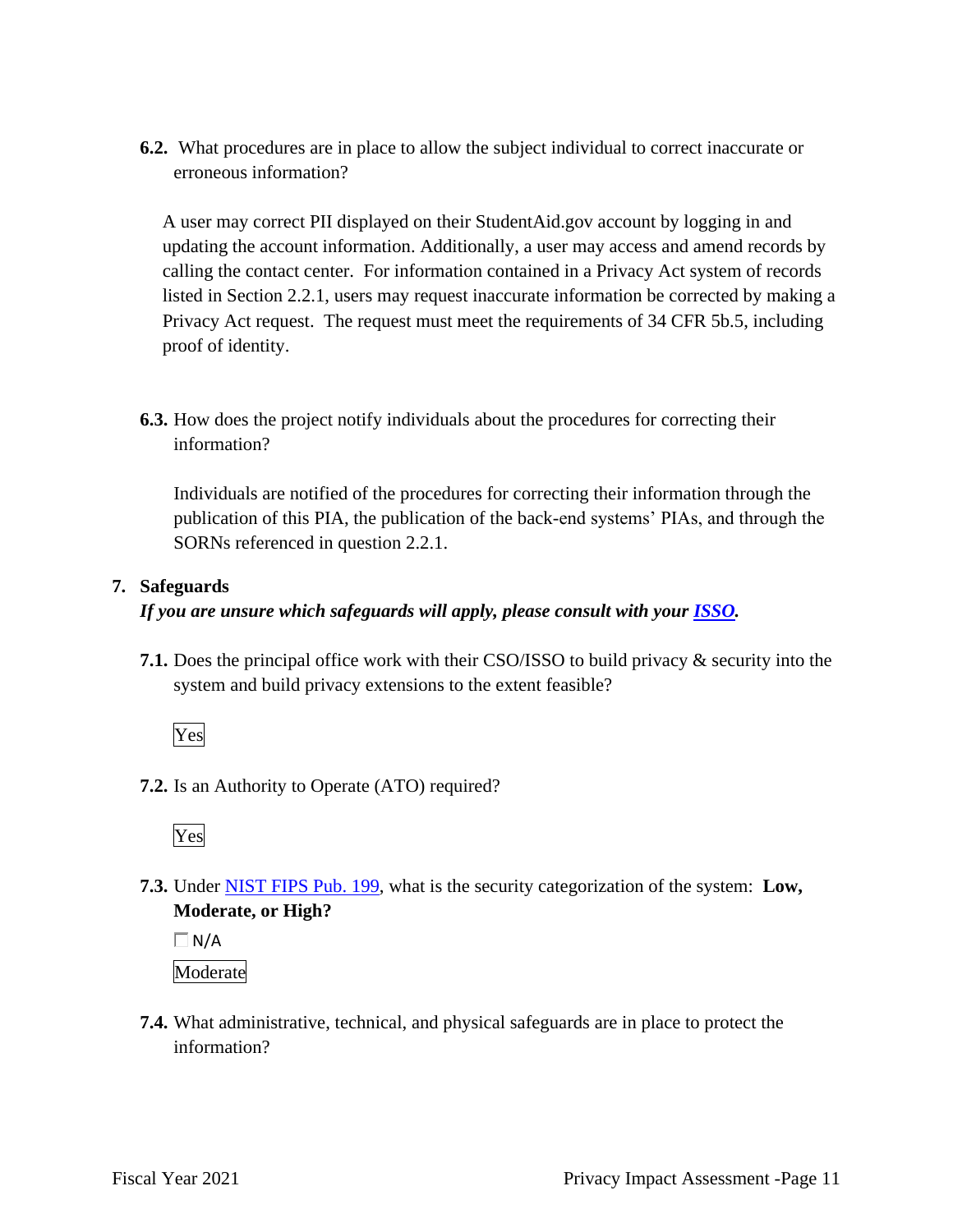**6.2.** What procedures are in place to allow the subject individual to correct inaccurate or erroneous information?

A user may correct PII displayed on their StudentAid.gov account by logging in and updating the account information. Additionally, a user may access and amend records by calling the contact center. For information contained in a Privacy Act system of records listed in Section 2.2.1, users may request inaccurate information be corrected by making a Privacy Act request. The request must meet the requirements of 34 CFR 5b.5, including proof of identity.

**6.3.** How does the project notify individuals about the procedures for correcting their information?

Individuals are notified of the procedures for correcting their information through the publication of this PIA, the publication of the back-end systems' PIAs, and through the SORNs referenced in question 2.2.1.

## 7. Safeguards

***If you are unsure which safeguards will apply, please consult with your [ISSO](#).***

**7.1.** Does the principal office work with their CSO/ISSO to build privacy & security into the system and build privacy extensions to the extent feasible?

Yes

**7.2.** Is an Authority to Operate (ATO) required?

Yes

**7.3.** Under [NIST FIPS Pub. 199](#), what is the security categorization of the system: **Low, Moderate, or High?**

☐ N/A

Moderate

**7.4.** What administrative, technical, and physical safeguards are in place to protect the information?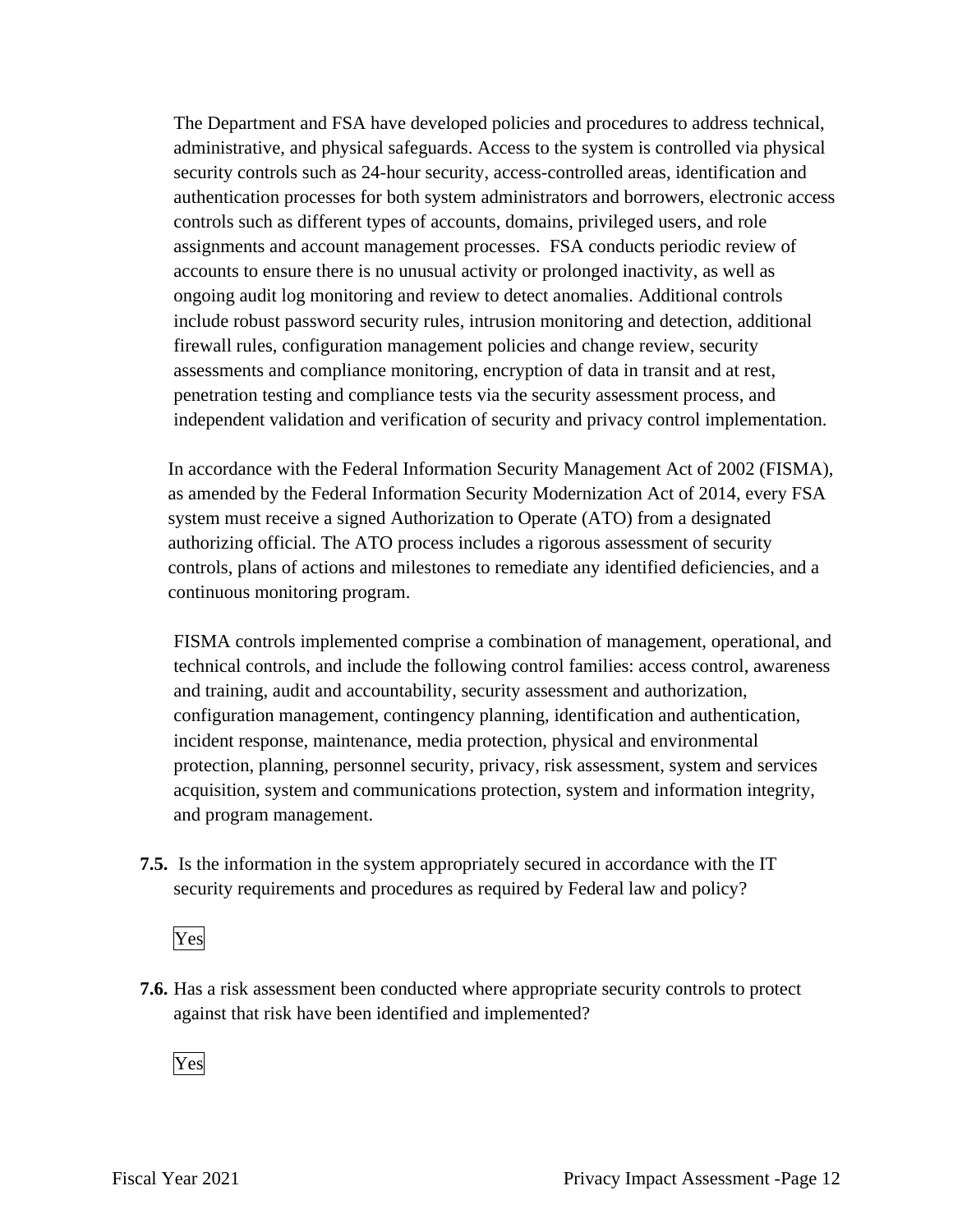The Department and FSA have developed policies and procedures to address technical, administrative, and physical safeguards. Access to the system is controlled via physical security controls such as 24-hour security, access-controlled areas, identification and authentication processes for both system administrators and borrowers, electronic access controls such as different types of accounts, domains, privileged users, and role assignments and account management processes. FSA conducts periodic review of accounts to ensure there is no unusual activity or prolonged inactivity, as well as ongoing audit log monitoring and review to detect anomalies. Additional controls include robust password security rules, intrusion monitoring and detection, additional firewall rules, configuration management policies and change review, security assessments and compliance monitoring, encryption of data in transit and at rest, penetration testing and compliance tests via the security assessment process, and independent validation and verification of security and privacy control implementation.

In accordance with the Federal Information Security Management Act of 2002 (FISMA), as amended by the Federal Information Security Modernization Act of 2014, every FSA system must receive a signed Authorization to Operate (ATO) from a designated authorizing official. The ATO process includes a rigorous assessment of security controls, plans of actions and milestones to remediate any identified deficiencies, and a continuous monitoring program.

FISMA controls implemented comprise a combination of management, operational, and technical controls, and include the following control families: access control, awareness and training, audit and accountability, security assessment and authorization, configuration management, contingency planning, identification and authentication, incident response, maintenance, media protection, physical and environmental protection, planning, personnel security, privacy, risk assessment, system and services acquisition, system and communications protection, system and information integrity, and program management.

**7.5.** Is the information in the system appropriately secured in accordance with the IT security requirements and procedures as required by Federal law and policy?

Yes

**7.6.** Has a risk assessment been conducted where appropriate security controls to protect against that risk have been identified and implemented?

Yes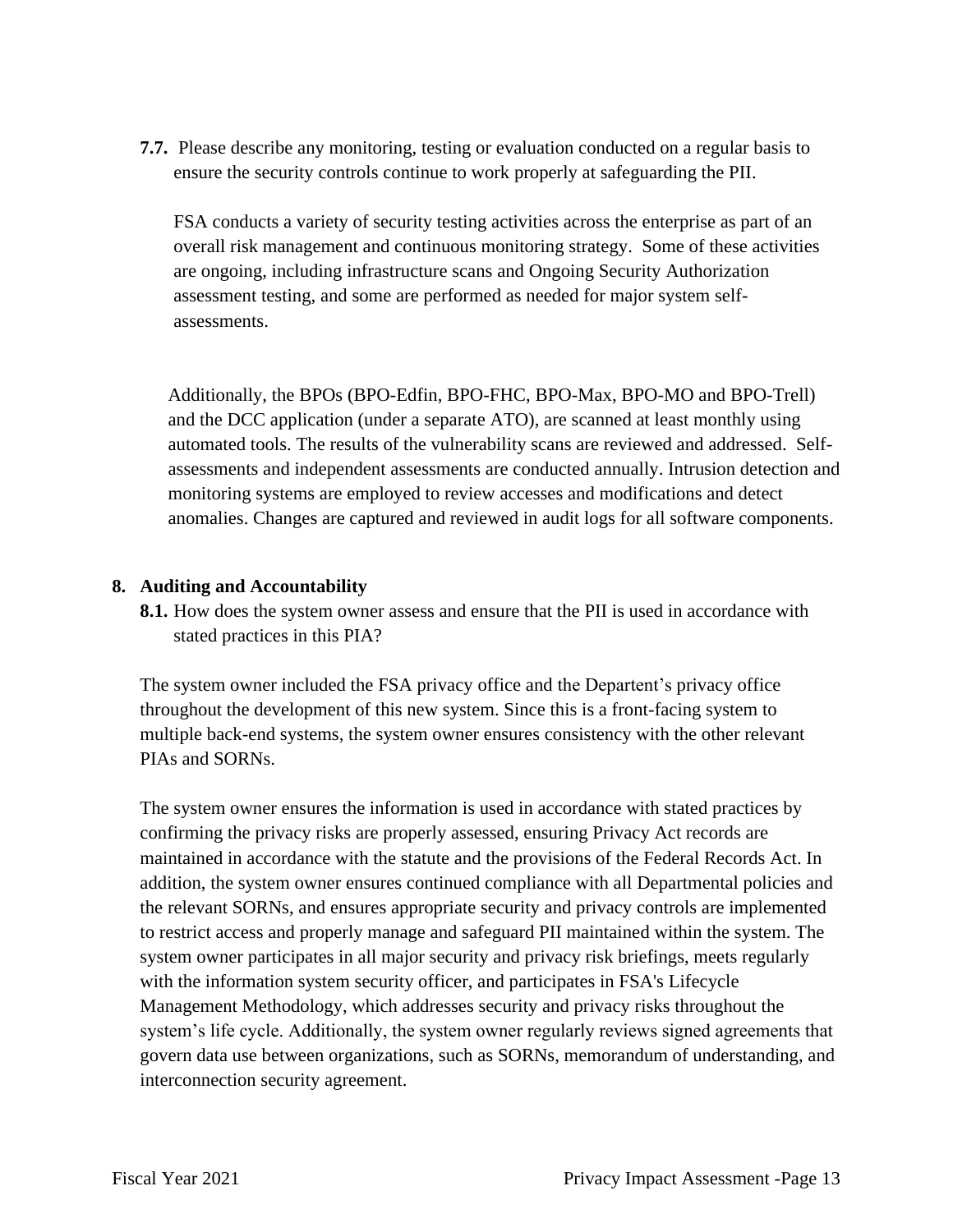**7.7.** Please describe any monitoring, testing or evaluation conducted on a regular basis to ensure the security controls continue to work properly at safeguarding the PII.

FSA conducts a variety of security testing activities across the enterprise as part of an overall risk management and continuous monitoring strategy. Some of these activities are ongoing, including infrastructure scans and Ongoing Security Authorization assessment testing, and some are performed as needed for major system self-assessments.

Additionally, the BPOs (BPO-Edfin, BPO-FHC, BPO-Max, BPO-MO and BPO-Trell) and the DCC application (under a separate ATO), are scanned at least monthly using automated tools. The results of the vulnerability scans are reviewed and addressed. Self-assessments and independent assessments are conducted annually. Intrusion detection and monitoring systems are employed to review accesses and modifications and detect anomalies. Changes are captured and reviewed in audit logs for all software components.

## 8. Auditing and Accountability

**8.1.** How does the system owner assess and ensure that the PII is used in accordance with stated practices in this PIA?

The system owner included the FSA privacy office and the Departent's privacy office throughout the development of this new system. Since this is a front-facing system to multiple back-end systems, the system owner ensures consistency with the other relevant PIAs and SORNs.

The system owner ensures the information is used in accordance with stated practices by confirming the privacy risks are properly assessed, ensuring Privacy Act records are maintained in accordance with the statute and the provisions of the Federal Records Act. In addition, the system owner ensures continued compliance with all Departmental policies and the relevant SORNs, and ensures appropriate security and privacy controls are implemented to restrict access and properly manage and safeguard PII maintained within the system. The system owner participates in all major security and privacy risk briefings, meets regularly with the information system security officer, and participates in FSA's Lifecycle Management Methodology, which addresses security and privacy risks throughout the system's life cycle. Additionally, the system owner regularly reviews signed agreements that govern data use between organizations, such as SORNs, memorandum of understanding, and interconnection security agreement.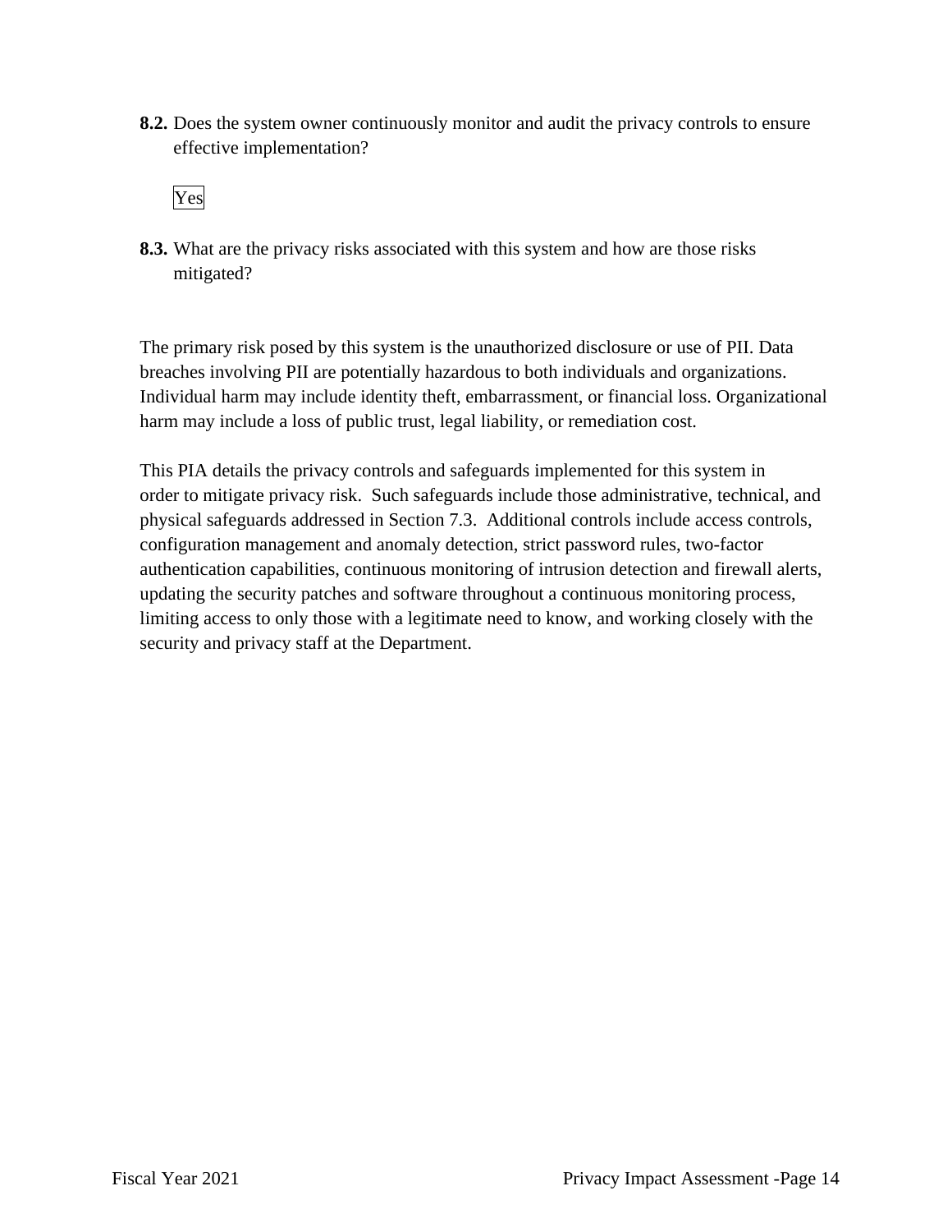**8.2.** Does the system owner continuously monitor and audit the privacy controls to ensure effective implementation?

Yes

**8.3.** What are the privacy risks associated with this system and how are those risks mitigated?

The primary risk posed by this system is the unauthorized disclosure or use of PII. Data breaches involving PII are potentially hazardous to both individuals and organizations. Individual harm may include identity theft, embarrassment, or financial loss. Organizational harm may include a loss of public trust, legal liability, or remediation cost.

This PIA details the privacy controls and safeguards implemented for this system in order to mitigate privacy risk. Such safeguards include those administrative, technical, and physical safeguards addressed in Section 7.3. Additional controls include access controls, configuration management and anomaly detection, strict password rules, two-factor authentication capabilities, continuous monitoring of intrusion detection and firewall alerts, updating the security patches and software throughout a continuous monitoring process, limiting access to only those with a legitimate need to know, and working closely with the security and privacy staff at the Department.